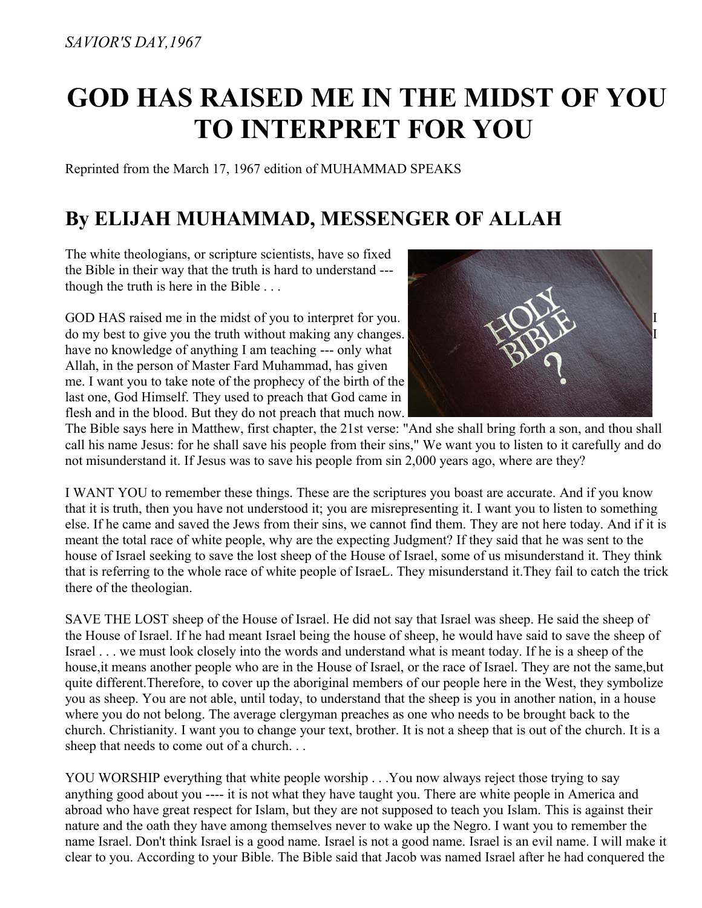*SAVIOR'S DAY,1967*

# GOD HAS RAISED ME IN THE MIDST OF YOU TO INTERPRET FOR YOU

Reprinted from the March 17, 1967 edition of MUHAMMAD SPEAKS

## By ELIJAH MUHAMMAD, MESSENGER OF ALLAH

The white theologians, or scripture scientists, have so fixed the Bible in their way that the truth is hard to understand --- though the truth is here in the Bible . . .

GOD HAS raised me in the midst of you to interpret for you. I do my best to give you the truth without making any changes. I have no knowledge of anything I am teaching --- only what Allah, in the person of Master Fard Muhammad, has given me. I want you to take note of the prophecy of the birth of the last one, God Himself. They used to preach that God came in flesh and in the blood. But they do not preach that much now. The Bible says here in Matthew, first chapter, the 21st verse: "And she shall bring forth a son, and thou shall call his name Jesus: for he shall save his people from their sins," We want you to listen to it carefully and do not misunderstand it. If Jesus was to save his people from sin 2,000 years ago, where are they?

I WANT YOU to remember these things. These are the scriptures you boast are accurate. And if you know that it is truth, then you have not understood it; you are misrepresenting it. I want you to listen to something else. If he came and saved the Jews from their sins, we cannot find them. They are not here today. And if it is meant the total race of white people, why are the expecting Judgment? If they said that he was sent to the house of Israel seeking to save the lost sheep of the House of Israel, some of us misunderstand it. They think that is referring to the whole race of white people of IsraeL. They misunderstand it.They fail to catch the trick there of the theologian.

SAVE THE LOST sheep of the House of Israel. He did not say that Israel was sheep. He said the sheep of the House of Israel. If he had meant Israel being the house of sheep, he would have said to save the sheep of Israel . . . we must look closely into the words and understand what is meant today. If he is a sheep of the house,it means another people who are in the House of Israel, or the race of Israel. They are not the same,but quite different.Therefore, to cover up the aboriginal members of our people here in the West, they symbolize you as sheep. You are not able, until today, to understand that the sheep is you in another nation, in a house where you do not belong. The average clergyman preaches as one who needs to be brought back to the church. Christianity. I want you to change your text, brother. It is not a sheep that is out of the church. It is a sheep that needs to come out of a church. . .

YOU WORSHIP everything that white people worship . . .You now always reject those trying to say anything good about you ---- it is not what they have taught you. There are white people in America and abroad who have great respect for Islam, but they are not supposed to teach you Islam. This is against their nature and the oath they have among themselves never to wake up the Negro. I want you to remember the name Israel. Don't think Israel is a good name. Israel is not a good name. Israel is an evil name. I will make it clear to you. According to your Bible. The Bible said that Jacob was named Israel after he had conquered the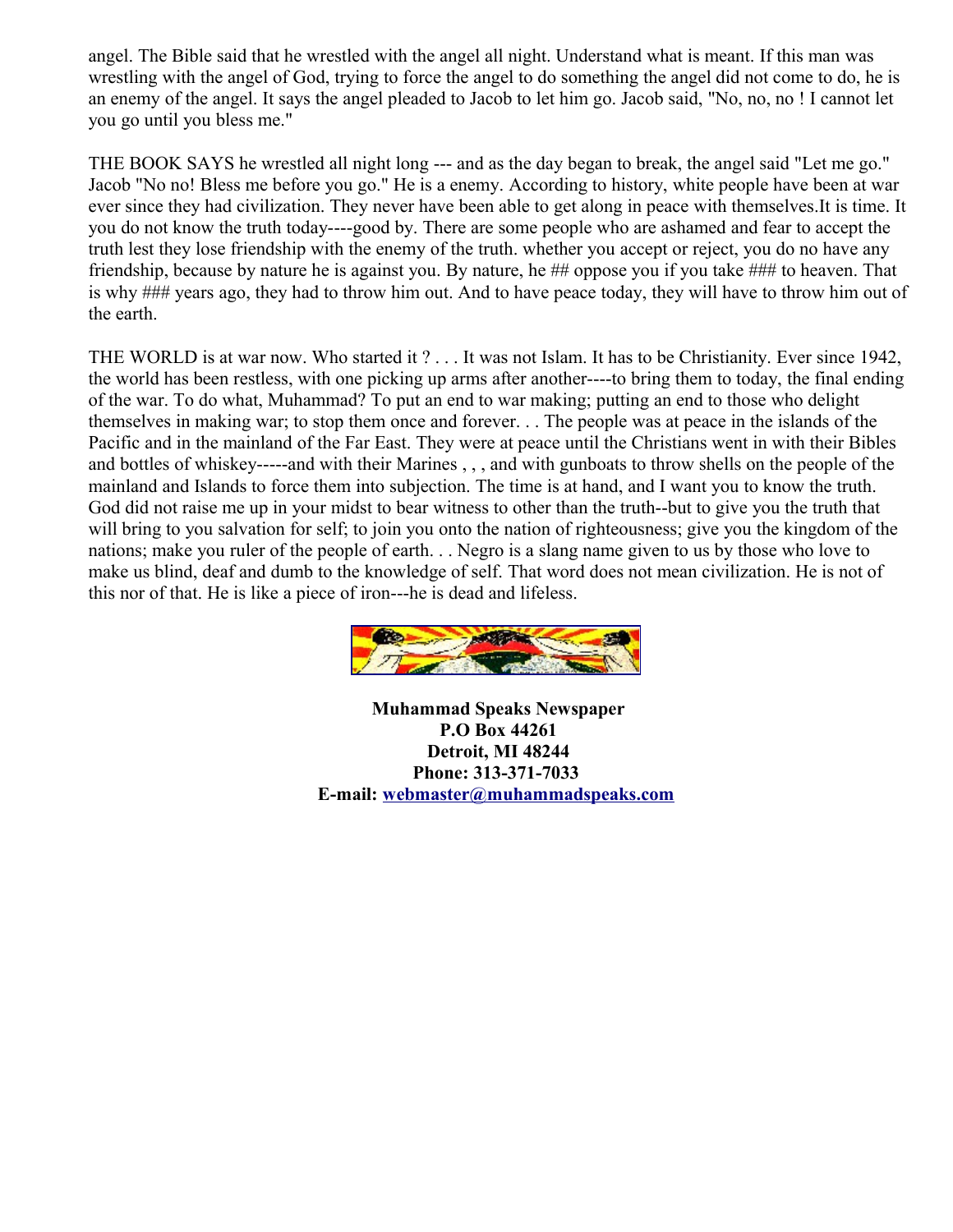angel. The Bible said that he wrestled with the angel all night. Understand what is meant. If this man was wrestling with the angel of God, trying to force the angel to do something the angel did not come to do, he is an enemy of the angel. It says the angel pleaded to Jacob to let him go. Jacob said, "No, no, no ! I cannot let you go until you bless me."

THE BOOK SAYS he wrestled all night long --- and as the day began to break, the angel said "Let me go." Jacob "No no! Bless me before you go." He is a enemy. According to history, white people have been at war ever since they had civilization. They never have been able to get along in peace with themselves.It is time. It you do not know the truth today----good by. There are some people who are ashamed and fear to accept the truth lest they lose friendship with the enemy of the truth. whether you accept or reject, you do no have any friendship, because by nature he is against you. By nature, he ## oppose you if you take ### to heaven. That is why ### years ago, they had to throw him out. And to have peace today, they will have to throw him out of the earth.

THE WORLD is at war now. Who started it ? . . . It was not Islam. It has to be Christianity. Ever since 1942, the world has been restless, with one picking up arms after another----to bring them to today, the final ending of the war. To do what, Muhammad? To put an end to war making; putting an end to those who delight themselves in making war; to stop them once and forever. . . The people was at peace in the islands of the Pacific and in the mainland of the Far East. They were at peace until the Christians went in with their Bibles and bottles of whiskey-----and with their Marines , , , and with gunboats to throw shells on the people of the mainland and Islands to force them into subjection. The time is at hand, and I want you to know the truth. God did not raise me up in your midst to bear witness to other than the truth--but to give you the truth that will bring to you salvation for self; to join you onto the nation of righteousness; give you the kingdom of the nations; make you ruler of the people of earth. . . Negro is a slang name given to us by those who love to make us blind, deaf and dumb to the knowledge of self. That word does not mean civilization. He is not of this nor of that. He is like a piece of iron---he is dead and lifeless.

**Muhammad Speaks Newspaper**
**P.O Box 44261**
**Detroit, MI 48244**
**Phone: 313-371-7033**
**E-mail: webmaster@muhammadspeaks.com**